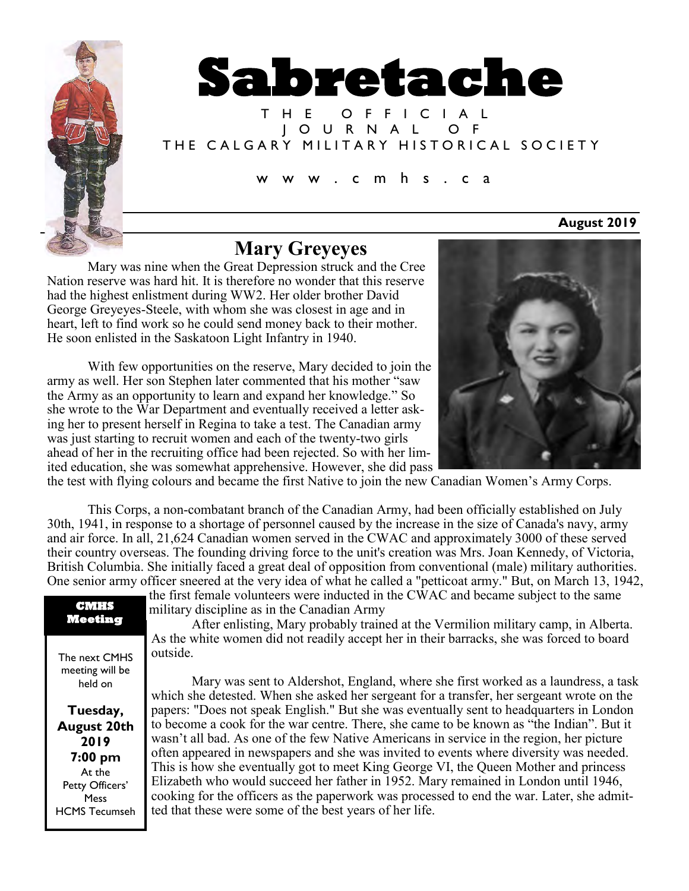# Sabretache

THE OFFICIAL JOURNAL OF THE CALGARY MILITARY HISTORICAL SOCIETY

www.cmhs.ca

**August 2019**

## Mary Greyeyes

Mary was nine when the Great Depression struck and the Cree Nation reserve was hard hit. It is therefore no wonder that this reserve had the highest enlistment during WW2. Her older brother David George Greyeyes-Steele, with whom she was closest in age and in heart, left to find work so he could send money back to their mother. He soon enlisted in the Saskatoon Light Infantry in 1940.

With few opportunities on the reserve, Mary decided to join the army as well. Her son Stephen later commented that his mother "saw the Army as an opportunity to learn and expand her knowledge." So she wrote to the War Department and eventually received a letter asking her to present herself in Regina to take a test. The Canadian army was just starting to recruit women and each of the twenty-two girls ahead of her in the recruiting office had been rejected. So with her limited education, she was somewhat apprehensive. However, she did pass the test with flying colours and became the first Native to join the new Canadian Women's Army Corps.

This Corps, a non-combatant branch of the Canadian Army, had been officially established on July 30th, 1941, in response to a shortage of personnel caused by the increase in the size of Canada's navy, army and air force. In all, 21,624 Canadian women served in the CWAC and approximately 3000 of these served their country overseas. The founding driving force to the unit's creation was Mrs. Joan Kennedy, of Victoria, British Columbia. She initially faced a great deal of opposition from conventional (male) military authorities. One senior army officer sneered at the very idea of what he called a "petticoat army." But, on March 13, 1942, the first female volunteers were inducted in the CWAC and became subject to the same military discipline as in the Canadian Army

After enlisting, Mary probably trained at the Vermilion military camp, in Alberta. As the white women did not readily accept her in their barracks, she was forced to board outside.

Mary was sent to Aldershot, England, where she first worked as a laundress, a task which she detested. When she asked her sergeant for a transfer, her sergeant wrote on the papers: "Does not speak English." But she was eventually sent to headquarters in London to become a cook for the war centre. There, she came to be known as "the Indian". But it wasn't all bad. As one of the few Native Americans in service in the region, her picture often appeared in newspapers and she was invited to events where diversity was needed. This is how she eventually got to meet King George VI, the Queen Mother and princess Elizabeth who would succeed her father in 1952. Mary remained in London until 1946, cooking for the officers as the paperwork was processed to end the war. Later, she admitted that these were some of the best years of her life.

**CMHS Meeting**

The next CMHS meeting will be held on

**Tuesday, August 20th 2019 7:00 pm**

At the Petty Officers' Mess HCMS Tecumseh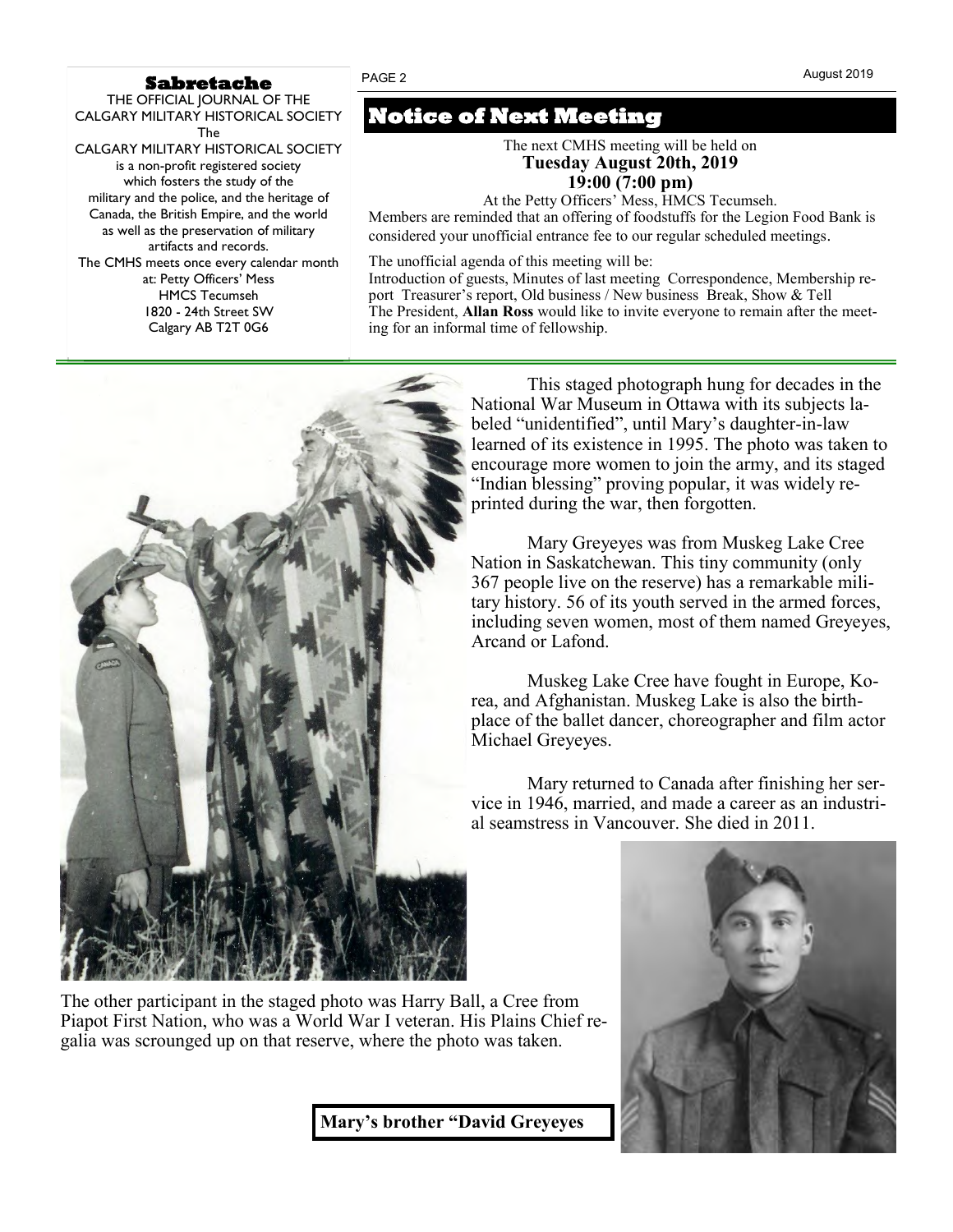**Sabretache**

THE OFFICIAL JOURNAL OF THE CALGARY MILITARY HISTORICAL SOCIETY

The CALGARY MILITARY HISTORICAL SOCIETY is a non-profit registered society which fosters the study of the military and the police, and the heritage of Canada, the British Empire, and the world as well as the preservation of military artifacts and records.

The CMHS meets once every calendar month at: Petty Officers' Mess
HMCS Tecumseh
1820 - 24th Street SW
Calgary AB T2T 0G6

## Notice of Next Meeting

The next CMHS meeting will be held on
**Tuesday August 20th, 2019**
**19:00 (7:00 pm)**
At the Petty Officers' Mess, HMCS Tecumseh.

Members are reminded that an offering of foodstuffs for the Legion Food Bank is considered your unofficial entrance fee to our regular scheduled meetings.

The unofficial agenda of this meeting will be:
Introduction of guests, Minutes of last meeting Correspondence, Membership report Treasurer's report, Old business / New business Break, Show & Tell
The President, **Allan Ross** would like to invite everyone to remain after the meeting for an informal time of fellowship.

This staged photograph hung for decades in the National War Museum in Ottawa with its subjects labeled "unidentified", until Mary's daughter-in-law learned of its existence in 1995. The photo was taken to encourage more women to join the army, and its staged "Indian blessing" proving popular, it was widely reprinted during the war, then forgotten.

Mary Greyeyes was from Muskeg Lake Cree Nation in Saskatchewan. This tiny community (only 367 people live on the reserve) has a remarkable military history. 56 of its youth served in the armed forces, including seven women, most of them named Greyeyes, Arcand or Lafond.

Muskeg Lake Cree have fought in Europe, Korea, and Afghanistan. Muskeg Lake is also the birthplace of the ballet dancer, choreographer and film actor Michael Greyeyes.

Mary returned to Canada after finishing her service in 1946, married, and made a career as an industrial seamstress in Vancouver. She died in 2011.

The other participant in the staged photo was Harry Ball, a Cree from Piapot First Nation, who was a World War I veteran. His Plains Chief regalia was scrounged up on that reserve, where the photo was taken.

**Mary's brother "David Greyeyes**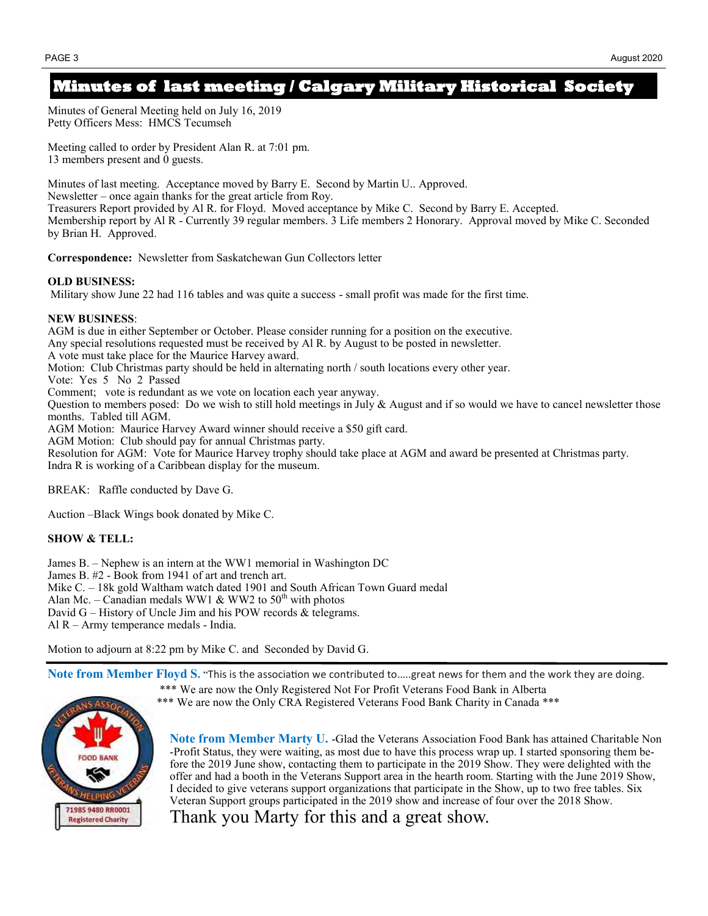# Minutes of last meeting / Calgary Military Historical Society

Minutes of General Meeting held on July 16, 2019
Petty Officers Mess: HMCS Tecumseh

Meeting called to order by President Alan R. at 7:01 pm.
13 members present and 0 guests.

Minutes of last meeting. Acceptance moved by Barry E. Second by Martin U.. Approved.
Newsletter – once again thanks for the great article from Roy.
Treasurers Report provided by Al R. for Floyd. Moved acceptance by Mike C. Second by Barry E. Accepted.
Membership report by Al R - Currently 39 regular members. 3 Life members 2 Honorary. Approval moved by Mike C. Seconded by Brian H. Approved.

**Correspondence:** Newsletter from Saskatchewan Gun Collectors letter

**OLD BUSINESS:**
Military show June 22 had 116 tables and was quite a success - small profit was made for the first time.

**NEW BUSINESS**:
AGM is due in either September or October. Please consider running for a position on the executive.
Any special resolutions requested must be received by Al R. by August to be posted in newsletter.
A vote must take place for the Maurice Harvey award.
Motion: Club Christmas party should be held in alternating north / south locations every other year.
Vote: Yes 5 No 2 Passed
Comment; vote is redundant as we vote on location each year anyway.
Question to members posed: Do we wish to still hold meetings in July & August and if so would we have to cancel newsletter those months. Tabled till AGM.
AGM Motion: Maurice Harvey Award winner should receive a $50 gift card.
AGM Motion: Club should pay for annual Christmas party.
Resolution for AGM: Vote for Maurice Harvey trophy should take place at AGM and award be presented at Christmas party.
Indra R is working of a Caribbean display for the museum.

BREAK: Raffle conducted by Dave G.

Auction –Black Wings book donated by Mike C.

**SHOW & TELL:**

James B. – Nephew is an intern at the WW1 memorial in Washington DC
James B. #2 - Book from 1941 of art and trench art.
Mike C. – 18k gold Waltham watch dated 1901 and South African Town Guard medal
Alan Mc. – Canadian medals WW1 & WW2 to 50th with photos
David G – History of Uncle Jim and his POW records & telegrams.
Al R – Army temperance medals - India.

Motion to adjourn at 8:22 pm by Mike C. and Seconded by David G.

---

**Note from Member Floyd S.** "This is the association we contributed to…..great news for them and the work they are doing.

*** We are now the Only Registered Not For Profit Veterans Food Bank in Alberta
*** We are now the Only CRA Registered Veterans Food Bank Charity in Canada ***

VETERANS ASSOCIATION FOOD BANK — VETERANS HELPING VETERANS — 71985 9480 RR0001 Registered Charity

**Note from Member Marty U.** -Glad the Veterans Association Food Bank has attained Charitable Non-Profit Status, they were waiting, as most due to have this process wrap up. I started sponsoring them before the 2019 June show, contacting them to participate in the 2019 Show. They were delighted with the offer and had a booth in the Veterans Support area in the hearth room. Starting with the June 2019 Show, I decided to give veterans support organizations that participate in the Show, up to two free tables. Six Veteran Support groups participated in the 2019 show and increase of four over the 2018 Show.

Thank you Marty for this and a great show.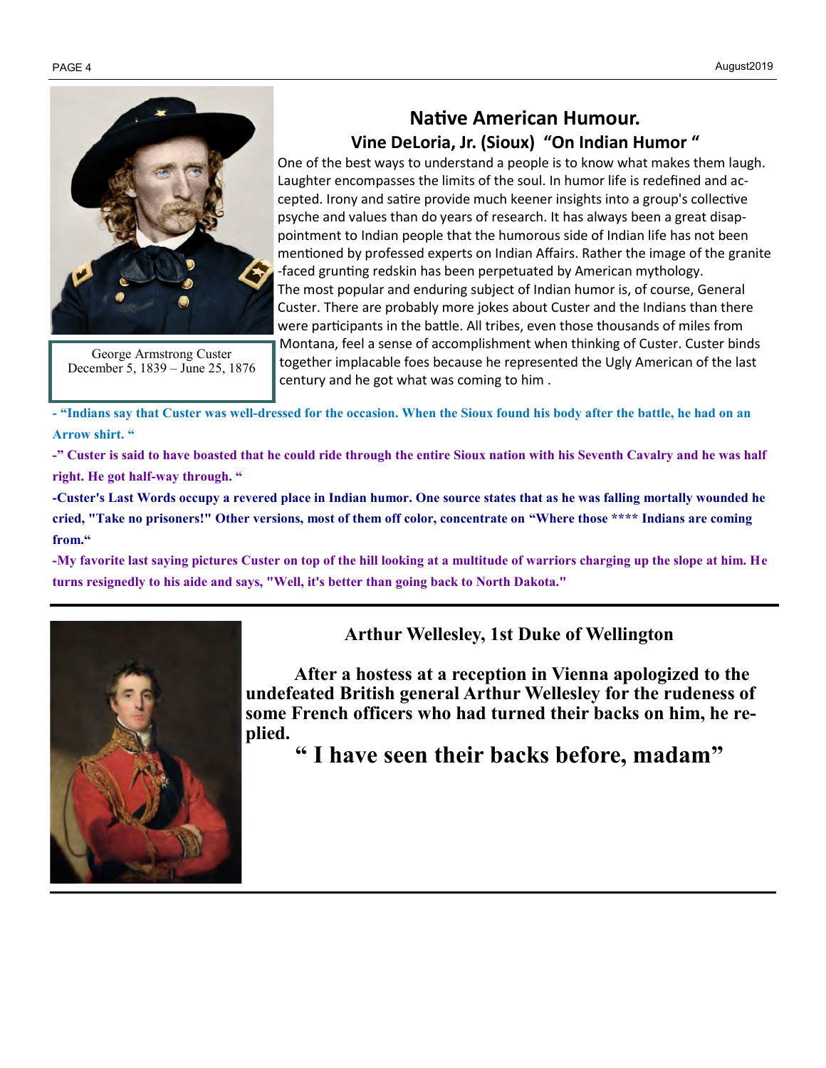## Native American Humour.

### Vine DeLoria, Jr. (Sioux) "On Indian Humor "

George Armstrong Custer
December 5, 1839 – June 25, 1876

One of the best ways to understand a people is to know what makes them laugh. Laughter encompasses the limits of the soul. In humor life is redefined and accepted. Irony and satire provide much keener insights into a group's collective psyche and values than do years of research. It has always been a great disappointment to Indian people that the humorous side of Indian life has not been mentioned by professed experts on Indian Affairs. Rather the image of the granite-faced grunting redskin has been perpetuated by American mythology.
The most popular and enduring subject of Indian humor is, of course, General Custer. There are probably more jokes about Custer and the Indians than there were participants in the battle. All tribes, even those thousands of miles from Montana, feel a sense of accomplishment when thinking of Custer. Custer binds together implacable foes because he represented the Ugly American of the last century and he got what was coming to him .

**- "Indians say that Custer was well-dressed for the occasion. When the Sioux found his body after the battle, he had on an Arrow shirt. "**

**-" Custer is said to have boasted that he could ride through the entire Sioux nation with his Seventh Cavalry and he was half right. He got half-way through. "**

**-Custer's Last Words occupy a revered place in Indian humor. One source states that as he was falling mortally wounded he cried, "Take no prisoners!" Other versions, most of them off color, concentrate on "Where those **** Indians are coming from."**

**-My favorite last saying pictures Custer on top of the hill looking at a multitude of warriors charging up the slope at him. He turns resignedly to his aide and says, "Well, it's better than going back to North Dakota."**

---

### Arthur Wellesley, 1st Duke of Wellington

**After a hostess at a reception in Vienna apologized to the undefeated British general Arthur Wellesley for the rudeness of some French officers who had turned their backs on him, he replied.**

**" I have seen their backs before, madam"**